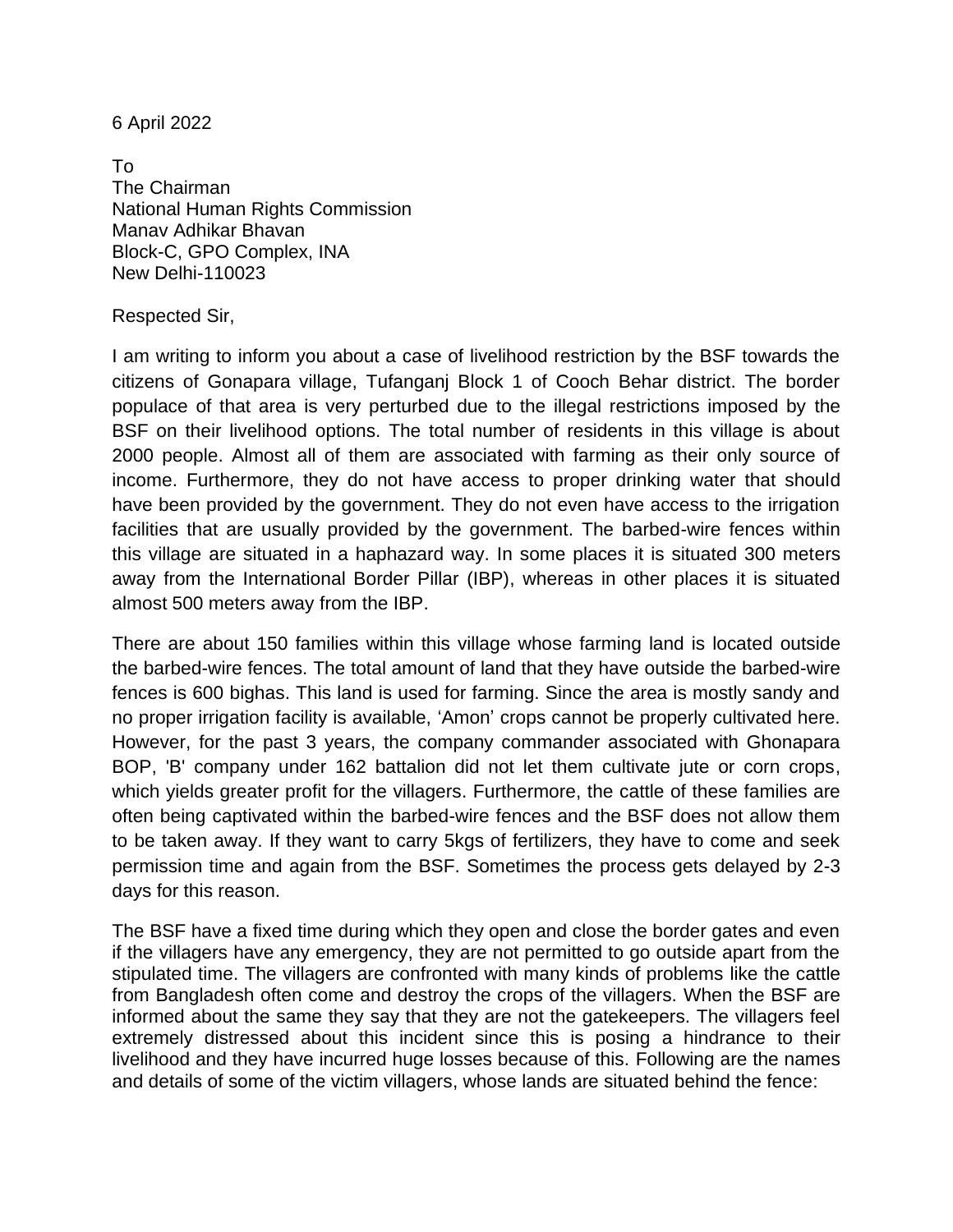6 April 2022

To
The Chairman
National Human Rights Commission
Manav Adhikar Bhavan
Block-C, GPO Complex, INA
New Delhi-110023

Respected Sir,

I am writing to inform you about a case of livelihood restriction by the BSF towards the citizens of Gonapara village, Tufanganj Block 1 of Cooch Behar district. The border populace of that area is very perturbed due to the illegal restrictions imposed by the BSF on their livelihood options. The total number of residents in this village is about 2000 people. Almost all of them are associated with farming as their only source of income. Furthermore, they do not have access to proper drinking water that should have been provided by the government. They do not even have access to the irrigation facilities that are usually provided by the government. The barbed-wire fences within this village are situated in a haphazard way. In some places it is situated 300 meters away from the International Border Pillar (IBP), whereas in other places it is situated almost 500 meters away from the IBP.

There are about 150 families within this village whose farming land is located outside the barbed-wire fences. The total amount of land that they have outside the barbed-wire fences is 600 bighas. This land is used for farming. Since the area is mostly sandy and no proper irrigation facility is available, 'Amon' crops cannot be properly cultivated here. However, for the past 3 years, the company commander associated with Ghonapara BOP, 'B' company under 162 battalion did not let them cultivate jute or corn crops, which yields greater profit for the villagers. Furthermore, the cattle of these families are often being captivated within the barbed-wire fences and the BSF does not allow them to be taken away. If they want to carry 5kgs of fertilizers, they have to come and seek permission time and again from the BSF. Sometimes the process gets delayed by 2-3 days for this reason.

The BSF have a fixed time during which they open and close the border gates and even if the villagers have any emergency, they are not permitted to go outside apart from the stipulated time. The villagers are confronted with many kinds of problems like the cattle from Bangladesh often come and destroy the crops of the villagers. When the BSF are informed about the same they say that they are not the gatekeepers. The villagers feel extremely distressed about this incident since this is posing a hindrance to their livelihood and they have incurred huge losses because of this. Following are the names and details of some of the victim villagers, whose lands are situated behind the fence: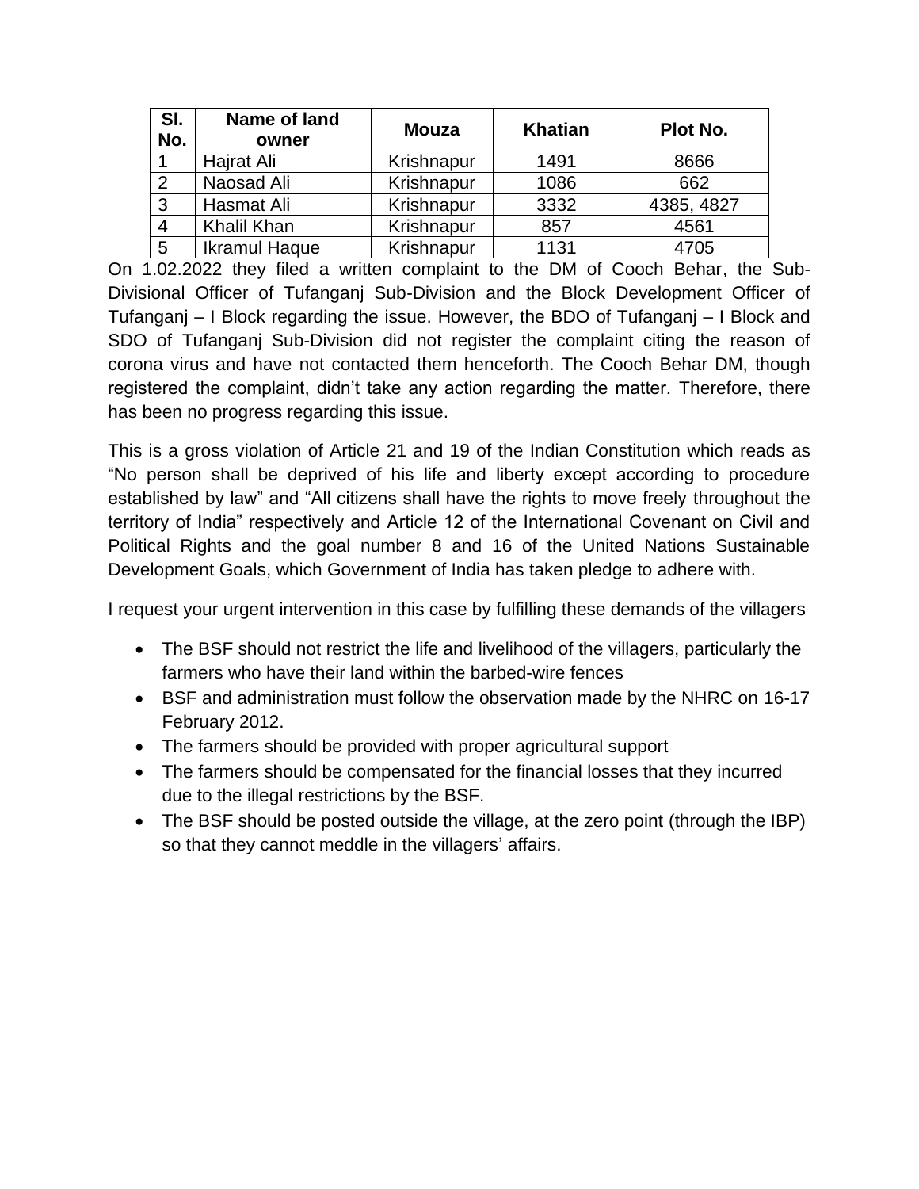| Sl. No. | Name of land owner | Mouza | Khatian | Plot No. |
|---|---|---|---|---|
| 1 | Hajrat Ali | Krishnapur | 1491 | 8666 |
| 2 | Naosad Ali | Krishnapur | 1086 | 662 |
| 3 | Hasmat Ali | Krishnapur | 3332 | 4385, 4827 |
| 4 | Khalil Khan | Krishnapur | 857 | 4561 |
| 5 | Ikramul Haque | Krishnapur | 1131 | 4705 |

On 1.02.2022 they filed a written complaint to the DM of Cooch Behar, the Sub-Divisional Officer of Tufanganj Sub-Division and the Block Development Officer of Tufanganj – I Block regarding the issue. However, the BDO of Tufanganj – I Block and SDO of Tufanganj Sub-Division did not register the complaint citing the reason of corona virus and have not contacted them henceforth. The Cooch Behar DM, though registered the complaint, didn't take any action regarding the matter. Therefore, there has been no progress regarding this issue.

This is a gross violation of Article 21 and 19 of the Indian Constitution which reads as "No person shall be deprived of his life and liberty except according to procedure established by law" and "All citizens shall have the rights to move freely throughout the territory of India" respectively and Article 12 of the International Covenant on Civil and Political Rights and the goal number 8 and 16 of the United Nations Sustainable Development Goals, which Government of India has taken pledge to adhere with.

I request your urgent intervention in this case by fulfilling these demands of the villagers

- The BSF should not restrict the life and livelihood of the villagers, particularly the farmers who have their land within the barbed-wire fences
- BSF and administration must follow the observation made by the NHRC on 16-17 February 2012.
- The farmers should be provided with proper agricultural support
- The farmers should be compensated for the financial losses that they incurred due to the illegal restrictions by the BSF.
- The BSF should be posted outside the village, at the zero point (through the IBP) so that they cannot meddle in the villagers' affairs.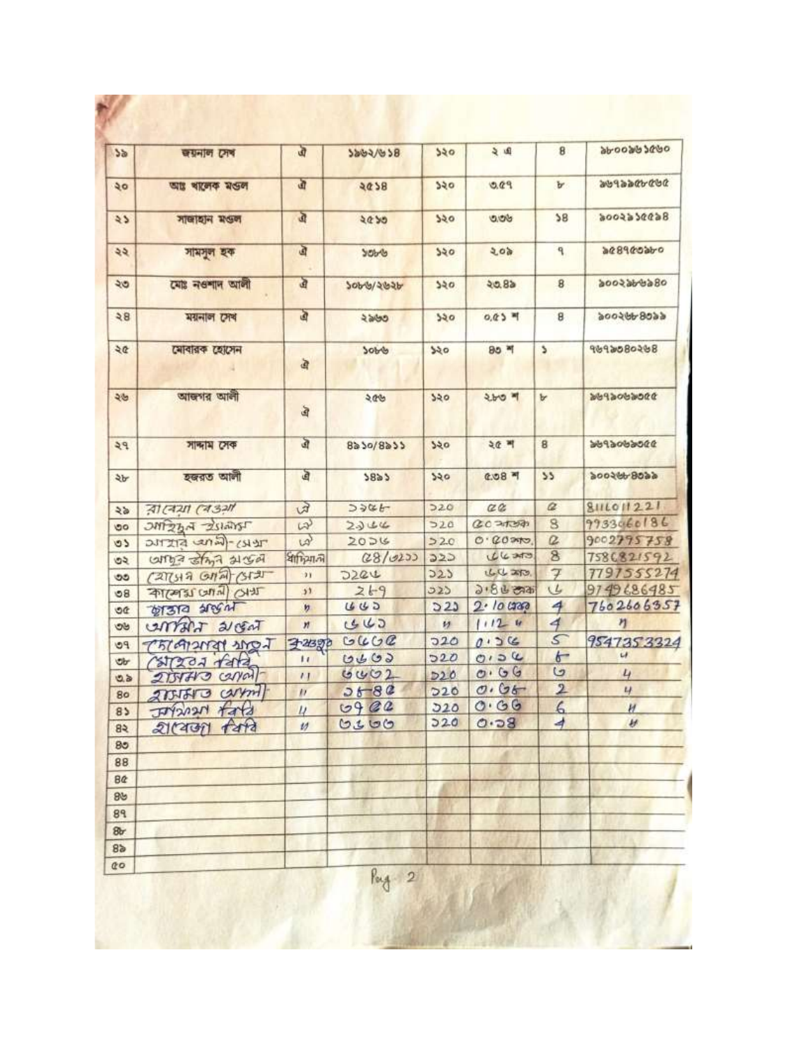| | | | | | | | |
|---|---|---|---|---|---|---|---|
| ১৯ | জয়নাল সেখ | ঐ | ১৯৬২/৬১৪ | ১২০ | ২ ঐ | ৪ | ৯৮০০৯৬১৫৬০ |
| ২০ | আব্দ খালেক মণ্ডল | ঐ | ২৫১৪ | ১২০ | ৩.৫৭ | ৮ | ৯৬৭৯৯৫৮৫৬৫ |
| ২১ | সাজাহান মণ্ডল | ঐ | ২৫১৩ | ১২০ | ৩.৩৬ | ১৪ | ৯০০২৯১৫৫৯৪ |
| ২২ | সামসুল হক | ঐ | ১৩৮৬ | ১২০ | ২.০৯ | ৭ | ৯৫৪৭৫৩৯৮০ |
| ২৩ | মোঃ নওশাদ আলী | ঐ | ১০৮৬/২৬২৮ | ১২০ | ২৩.৪৯ | ৪ | ৯০০২৯৮৬৯৪০ |
| ২৪ | ময়নাল সেখ | ঐ | ২৯৬৩ | ১২০ | ০.৫১ শ | ৪ | ৯০০২৬৮৪৩৯৯ |
| ২৫ | মোবারক হোসেন | ঐ | ১০৮৬ | ১২০ | ৪৩ শ | ১ | ৭৬৭৯৩৪০২৬৪ |
| ২৬ | আজগর আলী | ঐ | ২৫৬ | ১২০ | ২৮৩ শ | ৮ | ৯৬৭৯০৬৯৩৫৫ |
| ২৭ | সাদ্দাম সেক | ঐ | ৪৯১০/৪৯১১ | ১২০ | ২৫ শ | ৪ | ৯৬৭৯০৬৯৩৫৫ |
| ২৮ | হজরত আলী | ঐ | ১৪৯১ | ১২০ | ৫.৩৪ শ | ১১ | ৯০০২৬৮৪৩৯৯ |
| ২৯ | রাবেয়া বেওয়া | ঐ | ১১৫৮ | ১২০ | ৫৫ | ৫ | 8111011221 |
| ৩০ | সাইদুল ইসলাম | ঐ | ২১৬৬ | ১২০ | ৫০ সতক | ৪ | 9933060186 |
| ৩১ | সাহাব আলী সেখ | ঐ | ২০১৬ | ১২০ | ০.৫০ সত. | ৫ | 9002795758 |
| ৩২ | আবুর তজিল মণ্ডল | খিদিরপুর | ৫৪/৬২১১ | ১২১ | ৬৬ সত | ৪ | 7586821592 |
| ৩৩ | হোসেন আলী সেখ | ” | ১২৫৬ | ১২১ | ৬৬ সত. | ৭ | 7797555274 |
| ৩৪ | কাশেম আলী সেখ | ” | ২৮৭ | ১২১ | ১.৪৬ তক | ৬ | 9749686485 |
| ৩৫ | জাব্বার মণ্ডল | ” | ৬৬১ | ১২১ | 2.10 একর | 4 | 7602606357 |
| ৩৬ | আমিন মণ্ডল | ” | ৬৬১ | ” | 1.12 ” | 4 | ” |
| ৩৭ | মোকাররম মাহুন | কৃষ্ণপুর | ৬৬৬৫ | ১২০ | ০.১৬ | 5 | 9547353324 |
| ৩৮ | মেহের বিবি | ” | ৬৬৬৯ | ১২০ | ০.১৬ | 6 | ” |
| ৩৯ | হাসমত আলী | ” | ৬৬৩২ | ১২০ | ০.৬৬ | ৬ | 4 |
| ৪০ | হাসমত আলী | ” | ১৮৪৫ | ১২০ | ০.৬৮ | 2 | 4 |
| ৪১ | মর্জিনা বিবি | ” | ৬৭৫৫ | ১২০ | ০.৬৬ | 6 | ” |
| ৪২ | রাবেয়া বিবি | ” | ৬১৬৩ | ১২০ | ০.১৪ | 4 | ” |
| ৪৩ | | | | | | | |
| ৪৪ | | | | | | | |
| ৪৫ | | | | | | | |
| ৪৬ | | | | | | | |
| ৪৭ | | | | | | | |
| ৪৮ | | | | | | | |
| ৪৯ | | | | | | | |
| ৫০ | | | | | | | |

Pag 2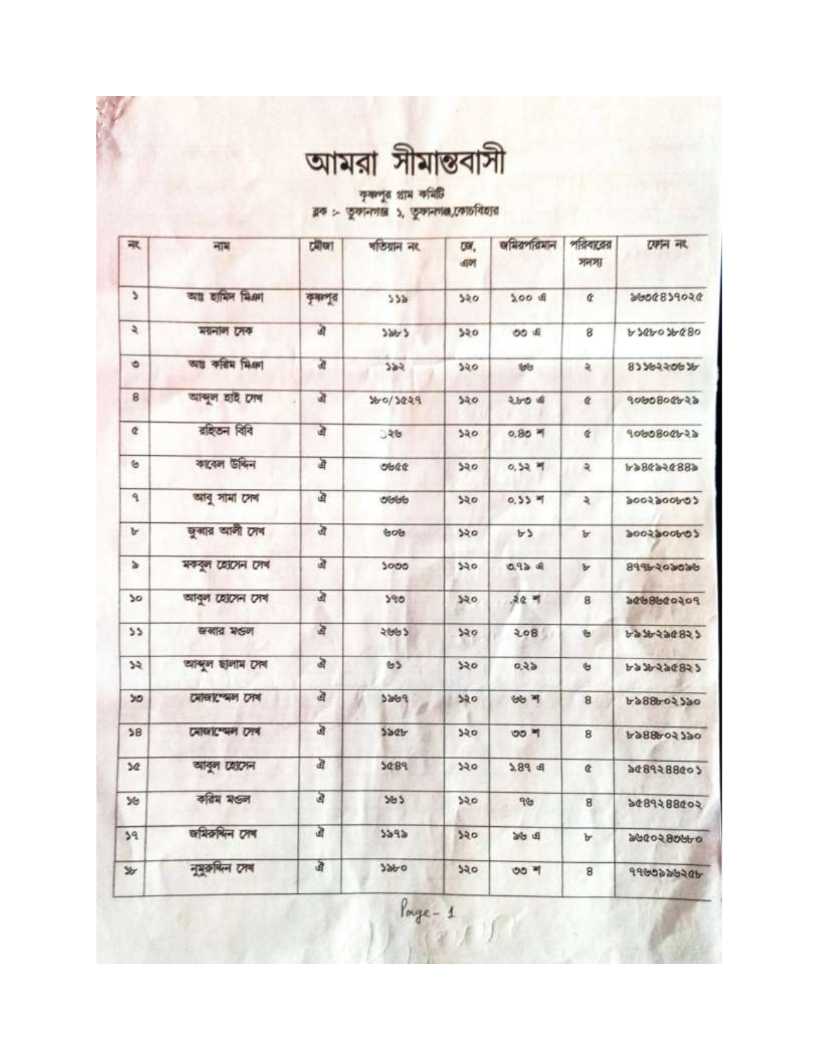# আমরা সীমান্তবাসী

কৃষ্ণপুর গ্রাম কমিটি
ব্লক :- তুফানগঞ্জ ১, তুফানগঞ্জ,কোচবিহার

| নং | নাম | মৌজা | খতিয়ান নং | জে, এল | জমিরপরিমান | পরিবারের সদস্য | ফোন নং |
|---|---|---|---|---|---|---|---|
| ১ | আব্দু হামিদ মিঞা | কৃষ্ণপুর | ১১৯ | ১২০ | ১.০০ এ | ৫ | ৯৬৩৫৪১৭০২৫ |
| ২ | ময়নাল সেক | ঐ | ১৯৮১ | ১২০ | ৩৩ এ | ৪ | ৮১৫৮০১৮৫৪০ |
| ৩ | আব্দু করিম মিঞা | ঐ | ১৯২ | ১২০ | ৬৬ | ২ | ৪১১৮২২৩৬১৮ |
| ৪ | আব্দুল হাই সেখ | ঐ | ১৮০/১৫২৭ | ১২০ | ২৮৩ এ | ৫ | ৭০৬৩৪০৫৮২৯ |
| ৫ | রহিতন বিবি | ঐ | ১২৬ | ১২০ | ০.৪০ শ | ৫ | ৭০৬৩৪০৫৮২৯ |
| ৬ | কাবেল উদ্দিন | ঐ | ৩৬৫৫ | ১২০ | ০.১২ শ | ২ | ৮৯৪৫৯২৫৪৪৯ |
| ৭ | আবু সামা সেখ | ঐ | ৩৬৬৬ | ১২০ | ০.১১ শ | ২ | ৯০০২৯০০৮৩১ |
| ৮ | জুব্বার আলী সেখ | ঐ | ৬০৬ | ১২০ | ৮১ | ৮ | ৯০০২৯০০৮৩১ |
| ৯ | মকবুল হোসেন সেখ | ঐ | ১০৩৩ | ১২০ | ৩.৭১ এ | ৮ | ৪৭৭৮২০৯৩৯৬ |
| ১০ | আবুল হোসেন সেখ | ঐ | ১৭৩ | ১২০ | ২৫ শ | ৪ | ৯৫৬৪৬৫০২০৭ |
| ১১ | জব্বার মণ্ডল | ঐ | ২৬৬১ | ১২০ | ২০৪ | ৬ | ৮৯১৮২৯৫৪২১ |
| ১২ | আব্দুল ছালাম সেখ | ঐ | ৬১ | ১২০ | ০.২৯ | ৬ | ৮৯১৮২৯৫৪২১ |
| ১৩ | মোজাম্মেল সেখ | ঐ | ১৯৬৭ | ১২০ | ৬৬ শ | ৪ | ৮৯৪৪৮০২১৯০ |
| ১৪ | মোজাম্মেল সেখ | ঐ | ১৯৫৮ | ১২০ | ৩৩ শ | ৪ | ৮৯৪৪৮০২১৯০ |
| ১৫ | আবুল হোসেন | ঐ | ১৫৪৭ | ১২০ | ১.৪৭ এ | ৫ | ৯৫৪৭২৪৪৫০১ |
| ১৬ | করিম মণ্ডল | ঐ | ১৬১ | ১২০ | ৭৬ | ৪ | ৯৫৪৭২৪৪৫০২ |
| ১৭ | জমিরুদ্দিন সেখ | ঐ | ১১৭৯ | ১২০ | ৯৬ এ | ৮ | ৯৬৫০২৪৩৬৮০ |
| ১৮ | নুরুদ্দিন সেখ | ঐ | ১১৮০ | ১২০ | ৩৩ শ | ৪ | ৭৭৬৩১৯৬২৫৮ |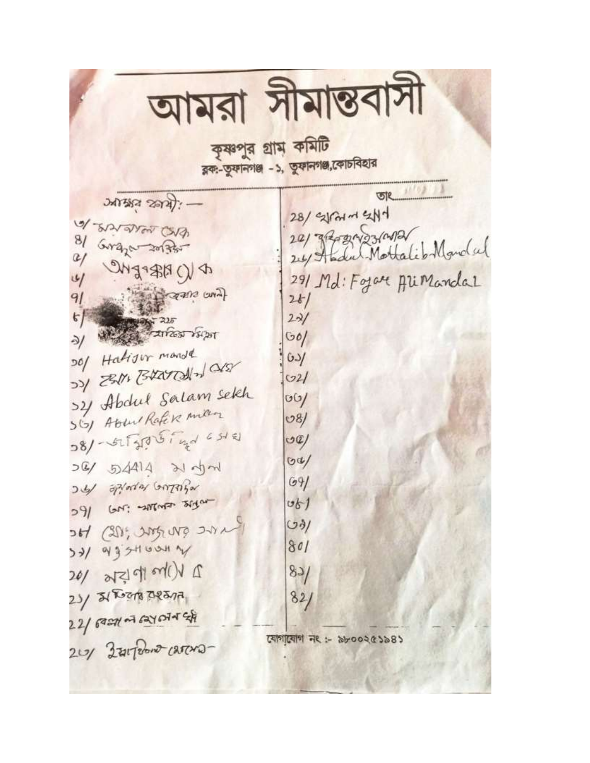# আমরা সীমান্তবাসী

## কৃষ্ণপুর গ্রাম কমিটি

ব্লক:-তুফানগঞ্জ - ১, তুফানগঞ্জ,কোচবিহার

সাক্ষর প্রার্থী:—

তাং

৩/ মহাবাদল সেক
৪/ সেরাজুল ফকির
৫/ আবুবক্কর সেক
৬/
৭/ ... ব্বার আলী
৮/ ... হক
৯/ ... সাবিরুল মিয়া
১০/ Hafijur mandal
১১/ মোঃ সিরাজুল সেখ
১২/ Abdul Salam sekh
১৩/ Abdul Rafik miah
১৪/ - জাহিদুর রহমান সেখ
১৫/ ডালিম মন্ডল
১৬/ জয়নাল আবেদিন
১৭/ মো: আসলাম মন্ডল
১৮/ মোঃ আবুবকর সিদ্দিক
১৯/ ...
২০/ মহাবুল আলম
২১/ মতিয়ার রহমান
২২/ বেলাল হোসেন মিঞা
২৩/ ইসমাইল হোসেন

২৪/ খলিল খান
২৫/ ...
২৬/ Abdul Mottalib Mondal
২৭/ Md: Fojar Ali Mandal
২৮/
২৯/
৩০/
৩১/
৩২/
৩৩/
৩৪/
৩৫/
৩৬/
৩৭/
৩৮/
৩৯/
৪০/
৪১/
৪২/

যোগাযোগ নং :- ৯৮০০২৫১৯৪১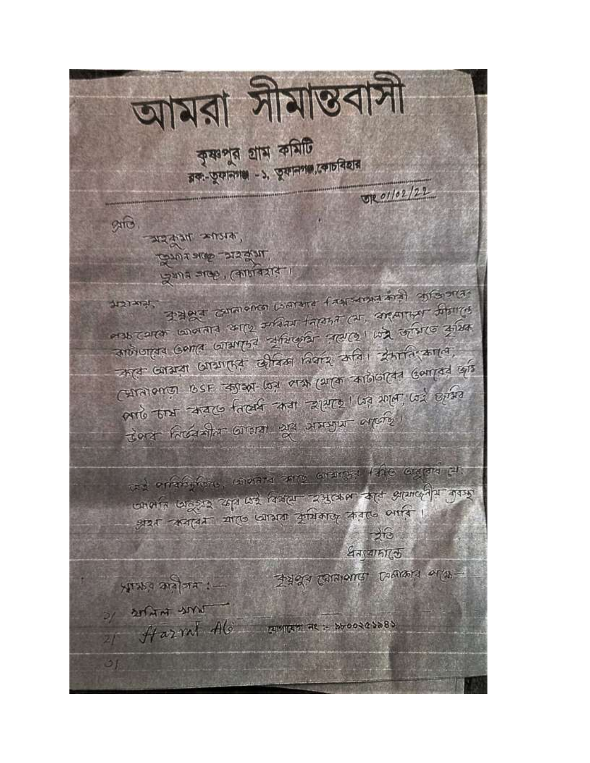# আমরা সীমান্তবাসী

কৃষ্ণপুর গ্রাম কমিটি

ব্লক-তুফানগঞ্জ - ১, তুফানগঞ্জ,কোচবিহার

তাং ০1/02/22

প্রতি,

মহকুমা শাসক,

তুফান গঞ্জ মহকুমা,

তুফান গঞ্জ, কোচবিহার।

মহাশয়,

কৃষ্ণপুর ঘোনাপাড়া এলাকার নিম্নস্বাক্ষরকারী ব্যক্তিগনের পক্ষ থেকে আপনার কাছে সবিনয় নিবেদন যে, বাংলাদেশ সীমান্তে কাঁটাতারের ওপারে আমাদের কৃষিজমি রয়েছে। সেই জমিতে কৃষিকার্য করে আমরা আমাদের জীবিকা নির্বাহ করি। ইদানিংকালে, ঘোনাপাড়া BSF ক্যাম্প-এর পক্ষ থেকে কাঁটাতারের ওপারের জমি পাট চাষ করতে নিষেধ করা হয়েছে। এর ফলে, সেই জমির উপর নির্ভরশীল আমরা খুব সমস্যায় পড়েছি।

এই পরিস্থিতিতে, আপনার কাছে আমাদের বিনীত অনুরোধ যে আপনি অনুগ্রহ করে এই বিষয়ে হস্তক্ষেপ করে প্রয়োজনীয় ব্যবস্থা গ্রহণ করবেন যাতে আমরা কৃষিকাজ করতে পারি।

ইতি

ধন্যবাদান্তে

কৃষ্ণপুর ঘোনাপাড়া এলাকার পক্ষে—

স্বাক্ষরকারীগন :—

১/ খলিল মিয়া

২/ Hazrat Ali যোগাযোগ নং :- ৯৮০০২৫১৯৪১

৩/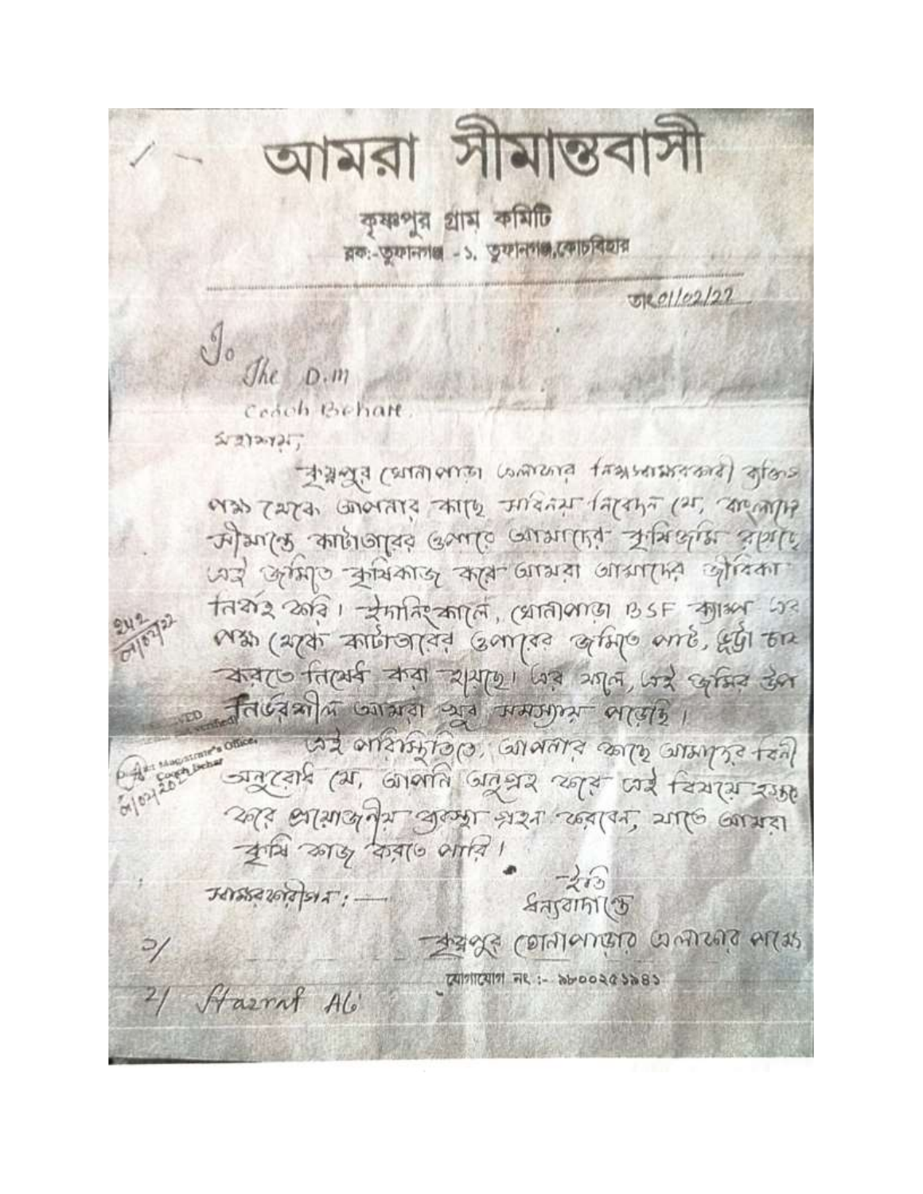# আমরা সীমান্তবাসী

কৃষ্ণপুর গ্রাম কমিটি

ব্লক:-তুফানগঞ্জ - ১, তুফানগঞ্জ,কোচবিহার

তাং 01/02/22

To

The D.M

Cooch Behar

মহাশয়,

কৃষ্ণপুর খোনাপাড়া এলাকার নিম্নস্বাক্ষরকারী ব্যক্তির পক্ষ থেকে আপনার কাছে সবিনয় নিবেদন যে, বাংলাদেশ সীমান্তে কাঁটাতারের ওপারে আমাদের কৃষিজমি রয়েছে সেই জমিতে কৃষিকাজ করে আমরা আমাদের জীবিকা নির্বাহ করি। ইদানিংকালে, খোনাপাড়া BSF ক্যাম্প এর পক্ষ থেকে কাঁটাতারের ওপারের জমিতে পাট, ভুট্টা চাষ করতে নিষেধ করা হয়েছে। এর ফলে, সেই জমির উপর নির্ভরশীল আমরা খুব সমস্যায় পড়েছি।

এই পরিস্থিতিতে, আপনার কাছে আমাদের বিনীত অনুরোধ যে, আপনি অনুগ্রহ করে সেই বিষয়ে হস্তক্ষেপ করে প্রয়োজনীয় ব্যবস্থা গ্রহণ করবেন, যাতে আমরা কৃষি কাজ করতে পারি।

ইতি

ধন্যবাদান্তে

কৃষ্ণপুর খোনাপাড়ার এলাকার মানুষ

যোগাযোগ নং :- ৯৮০০২৫১৯৪১

স্বাক্ষরকারীগণ :—

1/

2/ Hazrat Ali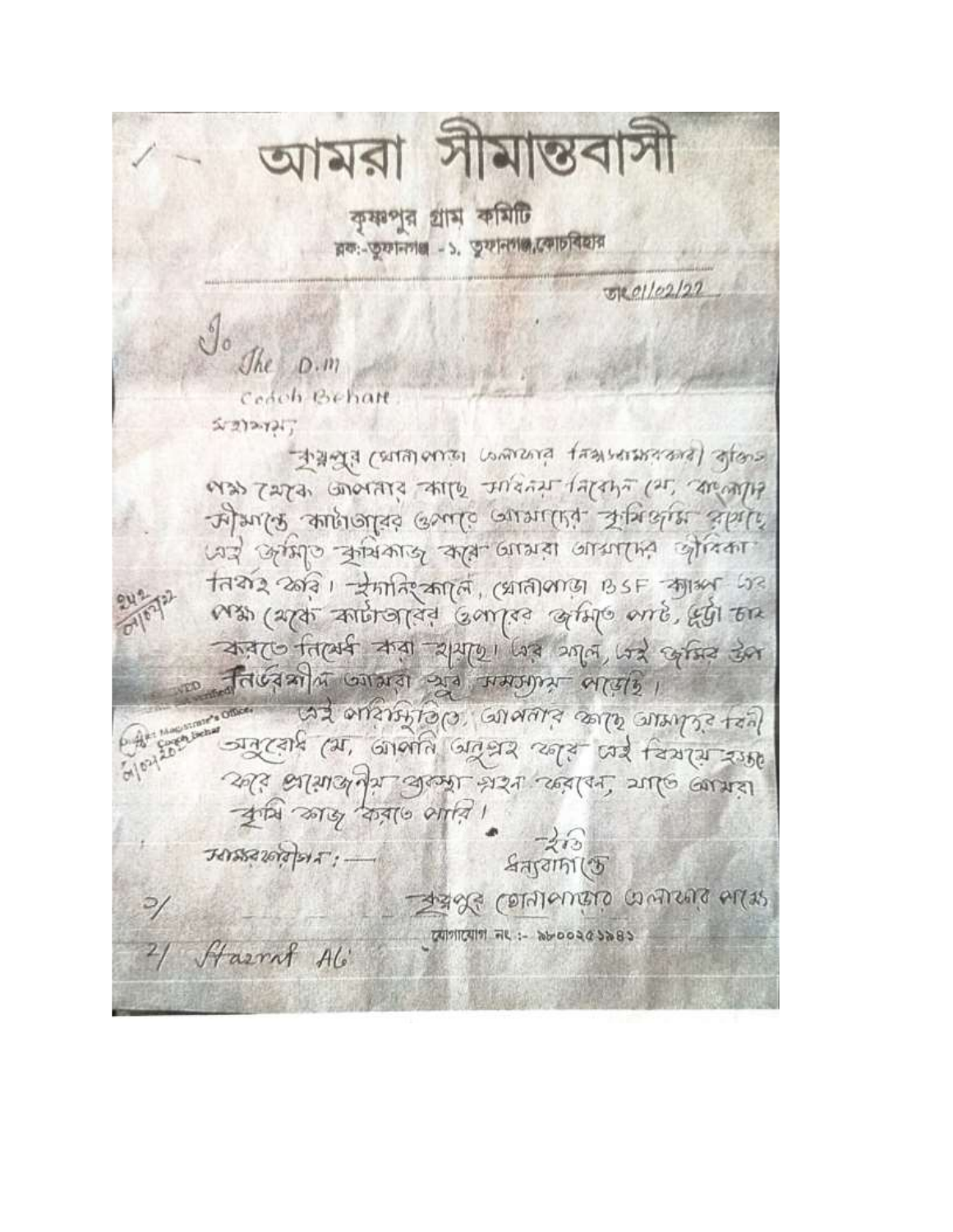# আমরা সীমান্তবাসী

কৃষ্ণপুর গ্রাম কমিটি

ব্লক:-তুফানগঞ্জ - ১, তুফানগঞ্জ,কোচবিহার

তাং 01/02/22

To
The D.M
Cooch Behar

মহাশয়,

কৃষ্ণপুর খোনাপাড়া এলাকার নিম্নস্বাক্ষরকারী ব্যক্তিদের পক্ষ থেকে আপনার কাছে সবিনয় নিবেদন যে, বাংলাদেশ সীমান্তে কাঁটাতারের ওপারে আমাদের কৃষিজমি রয়েছে। সেই জমিতে কৃষিকাজ করে আমরা আমাদের জীবিকা নির্বাহ করি। ইদানিংকালে, খোনাপাড়া BSF ক্যাম্প এর পক্ষ থেকে কাঁটাতারের ওপারের জমিতে পাট, ভুট্টা চাষ করতে নিষেধ করা হয়েছে। এর ফলে, সেই জমির উপর নির্ভরশীল আমরা খুব সমস্যায় পড়েছি।

এই পরিস্থিতিতে, আপনার কাছে আমাদের বিনীত অনুরোধ যে, আপনি অনুগ্রহ করে এই বিষয়ে হস্তক্ষেপ করে প্রয়োজনীয় ব্যবস্থা গ্রহণ করবেন, যাতে আমরা কৃষি কাজ করতে পারি।

ইতি
ধন্যবাদান্তে
কৃষ্ণপুর খোনাপাড়ার এলাকার পক্ষে

স্বাক্ষরকারীগণ :—

1/
2/ Hazrat Ali

যোগাযোগ নং :- ৯৮০০২৫১৯৪১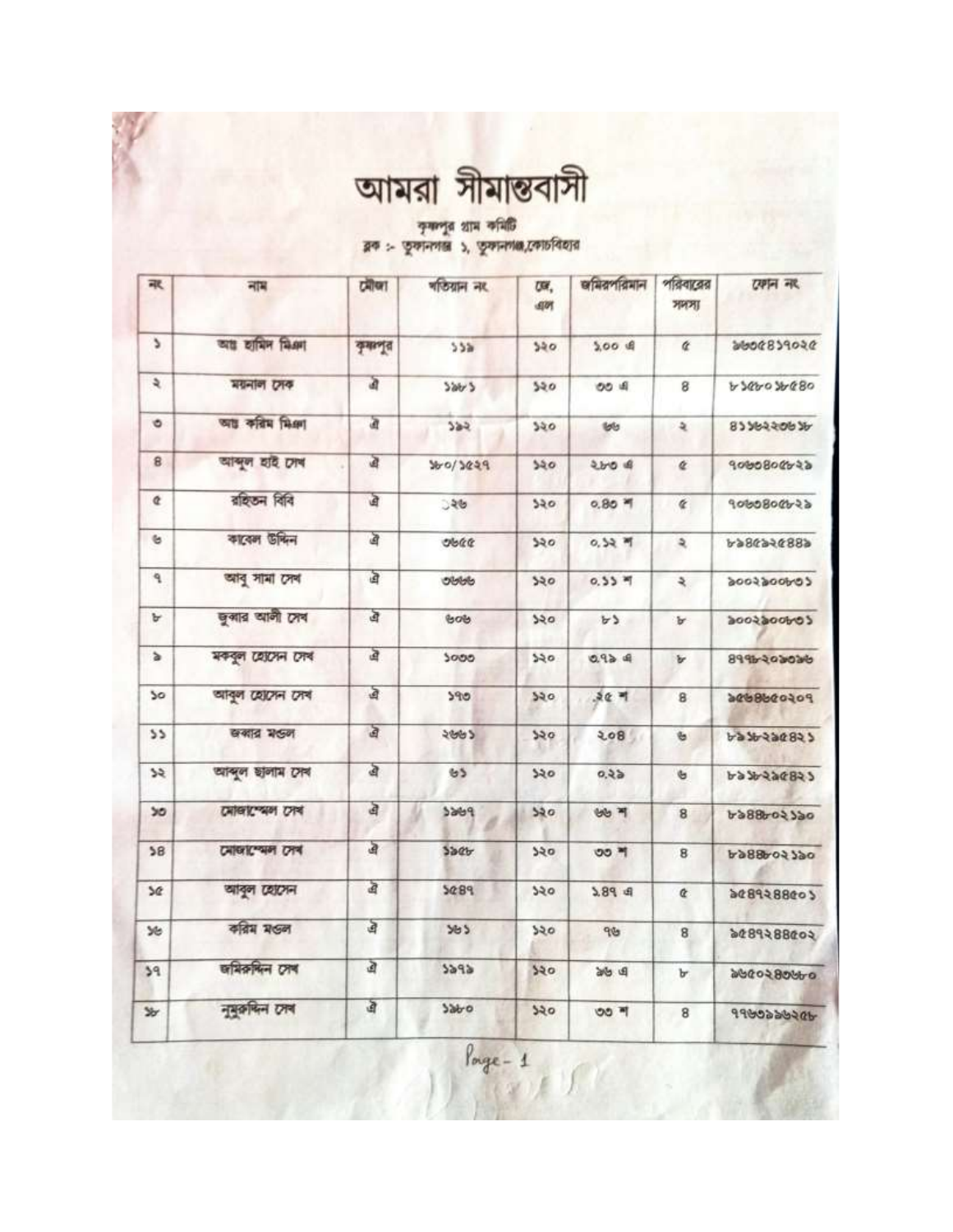# আমরা সীমান্তবাসী

কৃষ্ণপুর গ্রাম কমিটি

ব্লক :- তুফানগঞ্জ ১, তুফানগঞ্জ,কোচবিহার

| নং | নাম | মৌজা | খতিয়ান নং | জে, এল | জমিরপরিমান | পরিবারের সদস্য | ফোন নং |
|---|---|---|---|---|---|---|---|
| ১ | অমু হামিদ মিঞা | কৃষ্ণপুর | ১১৯ | ১২০ | ১.০০ এ | ৫ | ৯৬৩৫৪১৭০২৫ |
| ২ | ময়নাল সেক | ঐ | ১৯৮১ | ১২০ | ৩৩ এ | ৪ | ৮১৫৮০১৮৫৪০ |
| ৩ | অমু করিম মিঞা | ঐ | ১৯২ | ১২০ | ৬৬ | ২ | ৪১১৮২২৩৬১৮ |
| ৪ | আব্দুল হাই সেখ | ঐ | ১৮০/১৫২৭ | ১২০ | ২৮৩ এ | ৫ | ৭০৬৩৪০৫৮২৯ |
| ৫ | রহিতন বিবি | ঐ | ১২৬ | ১২০ | ০.৪০ শ | ৫ | ৭০৬৩৪০৫৮২৯ |
| ৬ | কাবেল উদ্দিন | ঐ | ৩৬৫৫ | ১২০ | ০.১২ শ | ২ | ৮৯৪৫৯২৫৪৪৯ |
| ৭ | আবু সামা সেখ | ঐ | ৩৬৬৬ | ১২০ | ০.১১ শ | ২ | ৯০০২৯০০৮৩১ |
| ৮ | জুব্বার আলী সেখ | ঐ | ৬০৬ | ১২০ | ৮১ | ৮ | ৯০০২৯০০৮৩১ |
| ৯ | মকবুল হোসেন সেখ | ঐ | ১০৩৩ | ১২০ | ৩.৭১ এ | ৮ | ৪৭৭৮২০৯০৯৬ |
| ১০ | আবুল হোসেন সেখ | ঐ | ১৭৩ | ১২০ | ২৫ শ | ৪ | ৯৫৬৪৬৫০২০৭ |
| ১১ | জব্বার মণ্ডল | ঐ | ২৬৬১ | ১২০ | ২০৪ | ৬ | ৮৯১৮২৯৫৪২১ |
| ১২ | আব্দুল ছালাম সেখ | ঐ | ৬১ | ১২০ | ০.২৯ | ৬ | ৮৯১৮২৯৫৪২১ |
| ১৩ | মোজাম্মেল সেখ | ঐ | ১৯৬৭ | ১২০ | ৬৬ শ | ৪ | ৮৯৪৪৮০২১৯০ |
| ১৪ | মোজাম্মেল সেখ | ঐ | ১৯৫৮ | ১২০ | ৩৩ শ | ৪ | ৮৯৪৪৮০২১৯০ |
| ১৫ | আবুল হোসেন | ঐ | ১৫৪৭ | ১২০ | ১.৪৭ এ | ৫ | ৯৫৪৭২৪৪৫০১ |
| ১৬ | করিম মণ্ডল | ঐ | ১৬১ | ১২০ | ৭৬ | ৪ | ৯৫৪৭২৪৪৫০২ |
| ১৭ | জমিরুদ্দিন সেখ | ঐ | ১১৭৯ | ১২০ | ৯৬ এ | ৮ | ৯৬৫০২৪৩৬৮০ |
| ১৮ | নুরুদ্দিন সেখ | ঐ | ১৯৮০ | ১২০ | ৩৩ শ | ৪ | ৭৭৬৩১৯৬২৫৮ |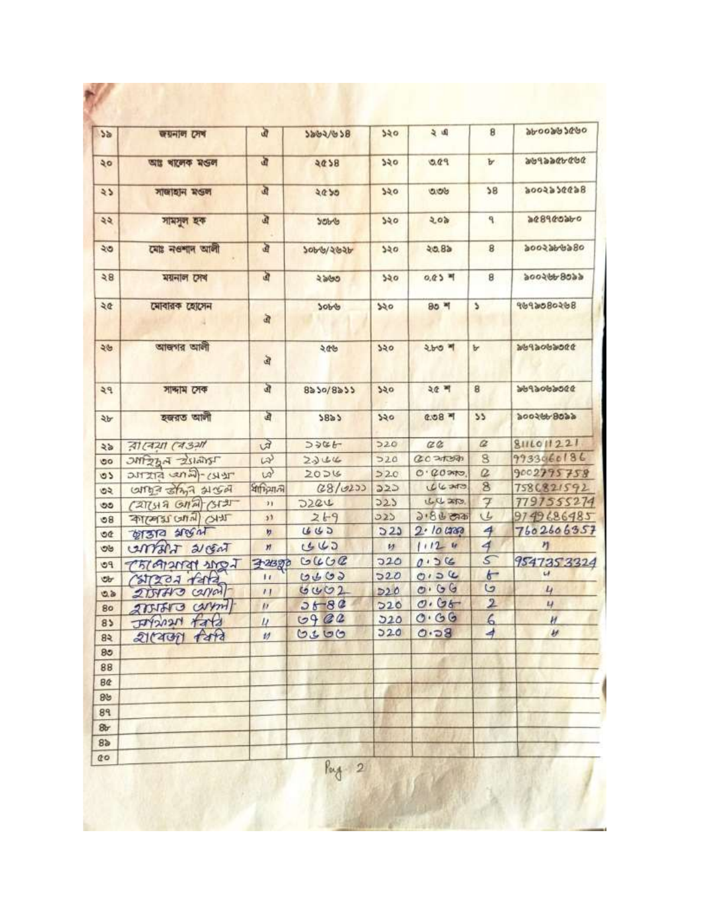| ১৯ | জয়নাল সেখ | ঐ | ১৯৬২/৬১৪ | ১২০ | ২ ঐ | ৪ | ৯৮০০৯৬১৫৬০ |
|---|---|---|---|---|---|---|---|
| ২০ | আব্দুর খালেক মণ্ডল | ঐ | ২৫১৪ | ১২০ | ৩.৫৭ | ৮ | ৯৬৭৯৯৫৮৫৬৫ |
| ২১ | সাজাহান মণ্ডল | ঐ | ২৫১৩ | ১২০ | ৩.৩৬ | ১৪ | ৯০০২৯১৫৫৯৪ |
| ২২ | সামসুল হক | ঐ | ১৩৮৬ | ১২০ | ২.০৯ | ৭ | ৯৫৪৭৫৩৯৮০ |
| ২৩ | মোঃ নওশাদ আলী | ঐ | ১০৮৬/২৬২৮ | ১২০ | ২৩.৪৯ | ৪ | ৯০০২৯৮৬৯৪০ |
| ২৪ | ময়নাল সেখ | ঐ | ২৯৬৩ | ১২০ | ০.৫১ শ | ৪ | ৯০০২৬৮৪৩৯৯ |
| ২৫ | মোবারক হোসেন | ঐ | ১০৮৬ | ১২০ | ৪৩ শ | ১ | ৭৬৭৯৩৪০২৬৪ |
| ২৬ | আজগর আলী | ঐ | ২৫৬ | ১২০ | ২৮৩ শ | ৮ | ৯৬৭৯০৬৯৩৫৫ |
| ২৭ | সাদ্দাম সেক | ঐ | ৪৯১০/৪৯১১ | ১২০ | ২৫ শ | ৪ | ৯৬৭৯০৬৯৩৫৫ |
| ২৮ | হজরত আলী | ঐ | ১৪৯১ | ১২০ | ৫.৩৪ শ | ১১ | ৯০০২৬৮৪৩৯৯ |
| ২৯ | রাবেয়া বেওয়া | ঐ | ১১৫৮ | ১২০ | ৫৫ | ৫ | 8111011221 |
| ৩০ | সাইদুল ইসলাম | ঐ | ২১৬৬ | ১২০ | ৫০ সতক | ৪ | 9933060186 |
| ৩১ | আসার আলী-সেখ | ঐ | ২০১৬ | ১২০ | ০.৫০ সত | ৫ | 9002795758 |
| ৩২ | আক্তার জমিন মণ্ডল | ধাপিয়াল | ৫৪/৩২১১ | ১২১ | ৬৬ সত | ৪ | 7586821592 |
| ৩৩ | হোসেন আলী সেখ | ,, | ১২৫৬ | ১২১ | ৬৬ সত | ৭ | 7797555274 |
| ৩৪ | কাশেম আলী সেখ | ,, | ২৮৭ | ১২১ | ১.৪৬ শতক | ৬ | 9749686485 |
| ৩৫ | জ্বার মণ্ডল | ,, | ৬৬১ | ১২১ | ২.১০ শতক | 4 | 7602606357 |
| ৩৬ | আমিন মণ্ডল | ,, | ৬৬১ | ,, | ১.১২ ,, | 4 | ,, |
| ৩৭ | মোমতাজ মন্ডল | কুসুমপুর | ৬৬৬৫ | ১২০ | ০.১৬ | 5 | 9547353324 |
| ৩৮ | মেহের বিবি | ,, | ৬৬৬৯ | ১২০ | ০.১৬ | 6 | ,, |
| ৩৯ | হাসমত আলী | ,, | ৬৬৬২ | ১২০ | ০.৬৬ | ৬ | ,, |
| ৪০ | হাসমত আলী | ,, | ১৮৪৫ | ১২০ | ০.৬৮ | 2 | ,, |
| ৪১ | মর্জিনা বিবি | ,, | ৬৭৫৫ | ১২০ | ০.৬৬ | 6 | ,, |
| ৪২ | রাবেয়া বিবি | ,, | ৬১৬৬ | ১২০ | ০.১৪ | 4 | ,, |
| ৪৩ | | | | | | | |
| ৪৪ | | | | | | | |
| ৪৫ | | | | | | | |
| ৪৬ | | | | | | | |
| ৪৭ | | | | | | | |
| ৪৮ | | | | | | | |
| ৪৯ | | | | | | | |
| ৫০ | | | | | | | |

Pag 2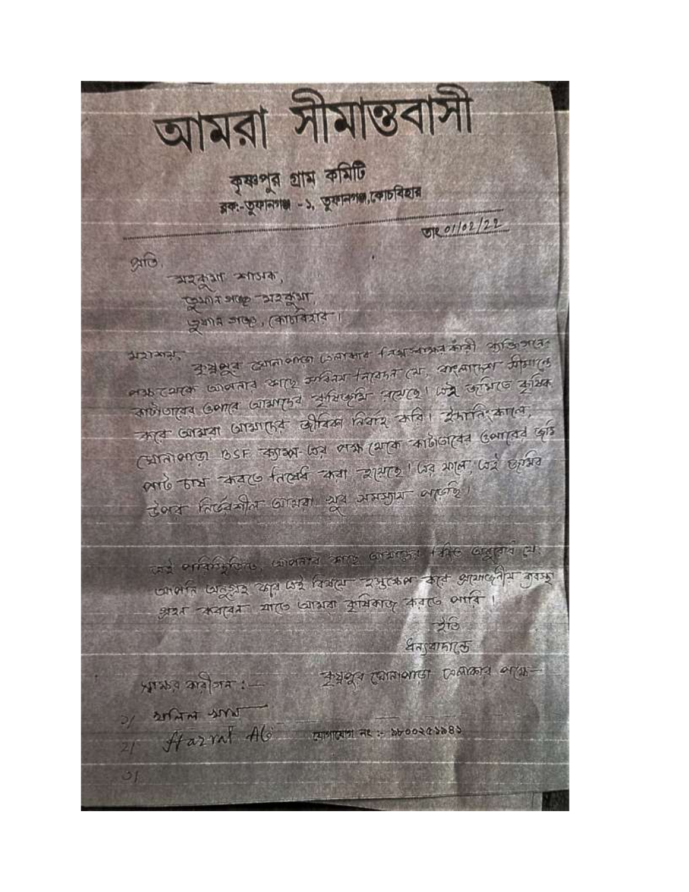# আমরা সীমান্তবাসী

কৃষ্ণপুর গ্রাম কমিটি

ব্লক-তুফানগঞ্জ - ১, তুফানগঞ্জ,কোচবিহার

তাং 01/02/22

প্রতি,

মহকুমা শাসক,
তুফানগঞ্জ মহকুমা,
তুফানগঞ্জ, কোচবিহার।

মহাশয়,

কৃষ্ণপুর ঘোনাপাড়া এলাকার নিম্নস্বাক্ষরকারী ব্যক্তিগণের পক্ষ থেকে আপনার কাছে সবিনয় নিবেদন যে, বাংলাদেশ সীমান্তে কাঁটাতারের ওপারে আমাদের কৃষিজমি রয়েছে। সেই জমিতে কৃষিকার্য করে আমরা আমাদের জীবিকা নির্বাহ করি। ইদানীং কালে, ঘোনাপাড়া BSF ক্যাম্প-এর পক্ষ থেকে কাঁটাতারের ওপারের জমি পাট চাষ করতে নিষেধ করা হয়েছে। এর ফলে, সেই জমির উপর নির্ভরশীল আমরা খুব সমস্যায় পড়েছি।

এই পরিস্থিতিতে, আপনার কাছে আমাদের বিনীত অনুরোধ যে আপনি অনুগ্রহ করে এই বিষয়ে হস্তক্ষেপ করে প্রয়োজনীয় ব্যবস্থা গ্রহণ করবেন যাতে আমরা কৃষিকাজ করতে পারি।

ইতি
ধন্যবাদান্তে

কৃষ্ণপুর ঘোনাপাড়া এলাকার পক্ষে—

স্বাক্ষরকারীগণ :—

১/ অনিল রায়

২/ Hazrat Ali যোগাযোগ নং :- ৯৮০০২৫১৯৪১

৩/